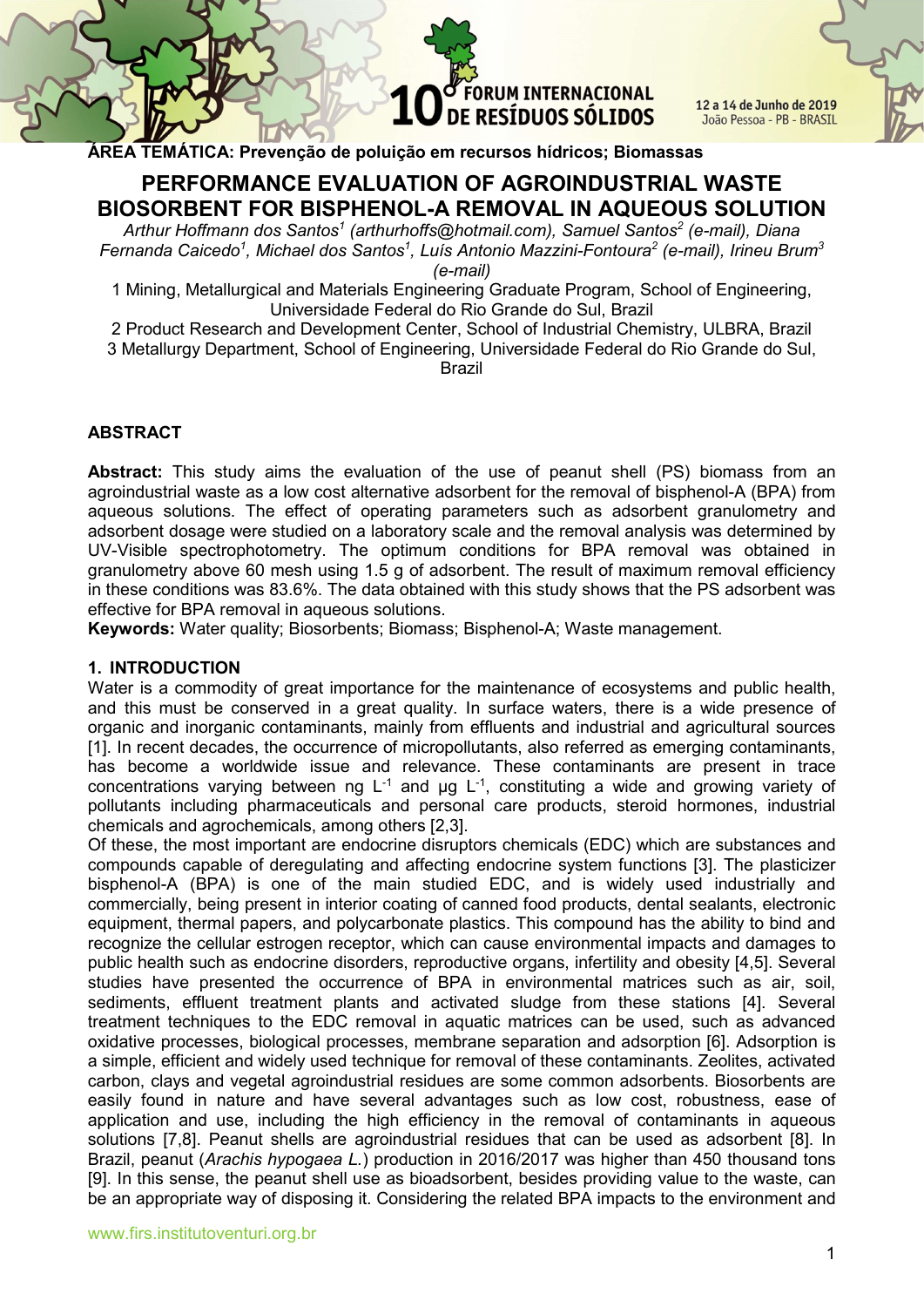**ÁREA TEMÁTICA: Prevenção de poluição em recursos hídricos; Biomassas**

# PERFORMANCE EVALUATION OF AGROINDUSTRIAL WASTE BIOSORBENT FOR BISPHENOL-A REMOVAL IN AQUEOUS SOLUTION

*Arthur Hoffmann dos Santos[1] (arthurhoffs@hotmail.com), Samuel Santos[2] (e-mail), Diana Fernanda Caicedo[1], Michael dos Santos[1], Luís Antonio Mazzini-Fontoura[2] (e-mail), Irineu Brum[3] (e-mail)*

1 Mining, Metallurgical and Materials Engineering Graduate Program, School of Engineering, Universidade Federal do Rio Grande do Sul, Brazil

2 Product Research and Development Center, School of Industrial Chemistry, ULBRA, Brazil

3 Metallurgy Department, School of Engineering, Universidade Federal do Rio Grande do Sul, Brazil

## ABSTRACT

**Abstract:** This study aims the evaluation of the use of peanut shell (PS) biomass from an agroindustrial waste as a low cost alternative adsorbent for the removal of bisphenol-A (BPA) from aqueous solutions. The effect of operating parameters such as adsorbent granulometry and adsorbent dosage were studied on a laboratory scale and the removal analysis was determined by UV-Visible spectrophotometry. The optimum conditions for BPA removal was obtained in granulometry above 60 mesh using 1.5 g of adsorbent. The result of maximum removal efficiency in these conditions was 83.6%. The data obtained with this study shows that the PS adsorbent was effective for BPA removal in aqueous solutions.

**Keywords:** Water quality; Biosorbents; Biomass; Bisphenol-A; Waste management.

## 1. INTRODUCTION

Water is a commodity of great importance for the maintenance of ecosystems and public health, and this must be conserved in a great quality. In surface waters, there is a wide presence of organic and inorganic contaminants, mainly from effluents and industrial and agricultural sources [1]. In recent decades, the occurrence of micropollutants, also referred as emerging contaminants, has become a worldwide issue and relevance. These contaminants are present in trace concentrations varying between ng $L^{-1}$ and µg $L^{-1}$, constituting a wide and growing variety of pollutants including pharmaceuticals and personal care products, steroid hormones, industrial chemicals and agrochemicals, among others [2,3].

Of these, the most important are endocrine disruptors chemicals (EDC) which are substances and compounds capable of deregulating and affecting endocrine system functions [3]. The plasticizer bisphenol-A (BPA) is one of the main studied EDC, and is widely used industrially and commercially, being present in interior coating of canned food products, dental sealants, electronic equipment, thermal papers, and polycarbonate plastics. This compound has the ability to bind and recognize the cellular estrogen receptor, which can cause environmental impacts and damages to public health such as endocrine disorders, reproductive organs, infertility and obesity [4,5]. Several studies have presented the occurrence of BPA in environmental matrices such as air, soil, sediments, effluent treatment plants and activated sludge from these stations [4]. Several treatment techniques to the EDC removal in aquatic matrices can be used, such as advanced oxidative processes, biological processes, membrane separation and adsorption [6]. Adsorption is a simple, efficient and widely used technique for removal of these contaminants. Zeolites, activated carbon, clays and vegetal agroindustrial residues are some common adsorbents. Biosorbents are easily found in nature and have several advantages such as low cost, robustness, ease of application and use, including the high efficiency in the removal of contaminants in aqueous solutions [7,8]. Peanut shells are agroindustrial residues that can be used as adsorbent [8]. In Brazil, peanut (*Arachis hypogaea L.*) production in 2016/2017 was higher than 450 thousand tons [9]. In this sense, the peanut shell use as bioadsorbent, besides providing value to the waste, can be an appropriate way of disposing it. Considering the related BPA impacts to the environment and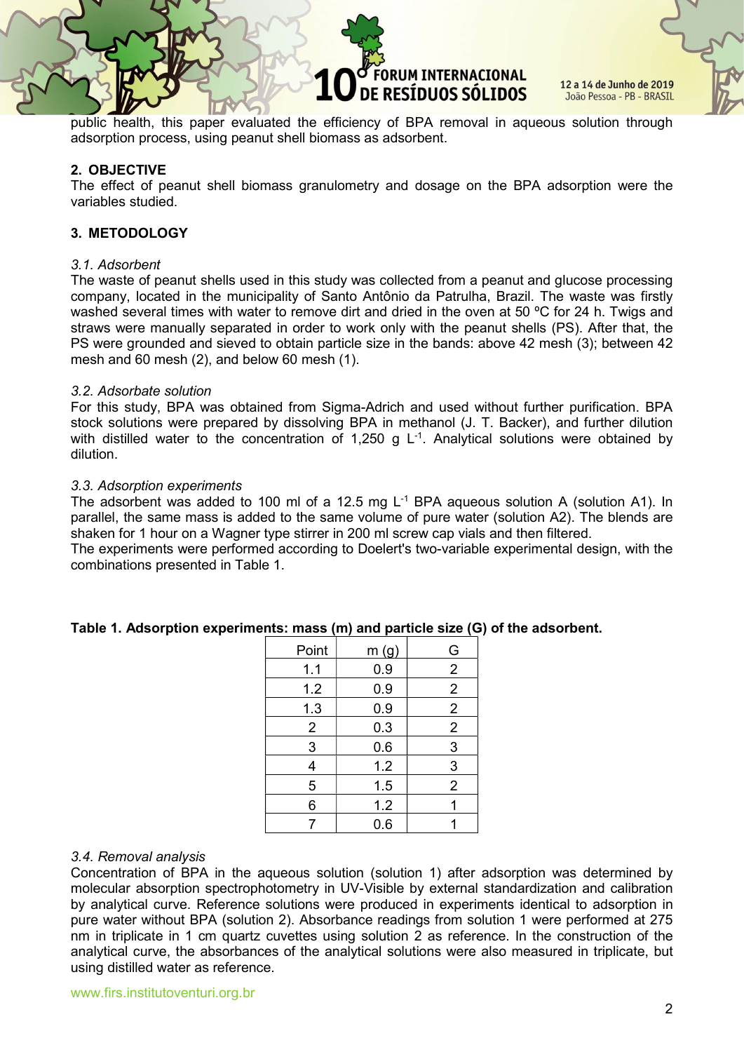public health, this paper evaluated the efficiency of BPA removal in aqueous solution through adsorption process, using peanut shell biomass as adsorbent.

## 2. OBJECTIVE

The effect of peanut shell biomass granulometry and dosage on the BPA adsorption were the variables studied.

## 3. METODOLOGY

### *3.1. Adsorbent*

The waste of peanut shells used in this study was collected from a peanut and glucose processing company, located in the municipality of Santo Antônio da Patrulha, Brazil. The waste was firstly washed several times with water to remove dirt and dried in the oven at 50 ºC for 24 h. Twigs and straws were manually separated in order to work only with the peanut shells (PS). After that, the PS were grounded and sieved to obtain particle size in the bands: above 42 mesh (3); between 42 mesh and 60 mesh (2), and below 60 mesh (1).

### *3.2. Adsorbate solution*

For this study, BPA was obtained from Sigma-Adrich and used without further purification. BPA stock solutions were prepared by dissolving BPA in methanol (J. T. Backer), and further dilution with distilled water to the concentration of 1,250 g $L^{-1}$. Analytical solutions were obtained by dilution.

### *3.3. Adsorption experiments*

The adsorbent was added to 100 ml of a 12.5 mg $L^{-1}$ BPA aqueous solution A (solution A1). In parallel, the same mass is added to the same volume of pure water (solution A2). The blends are shaken for 1 hour on a Wagner type stirrer in 200 ml screw cap vials and then filtered.

The experiments were performed according to Doelert's two-variable experimental design, with the combinations presented in Table 1.

**Table 1. Adsorption experiments: mass (m) and particle size (G) of the adsorbent.**

| Point | m (g) | G |
|---|---|---|
| 1.1 | 0.9 | 2 |
| 1.2 | 0.9 | 2 |
| 1.3 | 0.9 | 2 |
| 2 | 0.3 | 2 |
| 3 | 0.6 | 3 |
| 4 | 1.2 | 3 |
| 5 | 1.5 | 2 |
| 6 | 1.2 | 1 |
| 7 | 0.6 | 1 |

### *3.4. Removal analysis*

Concentration of BPA in the aqueous solution (solution 1) after adsorption was determined by molecular absorption spectrophotometry in UV-Visible by external standardization and calibration by analytical curve. Reference solutions were produced in experiments identical to adsorption in pure water without BPA (solution 2). Absorbance readings from solution 1 were performed at 275 nm in triplicate in 1 cm quartz cuvettes using solution 2 as reference. In the construction of the analytical curve, the absorbances of the analytical solutions were also measured in triplicate, but using distilled water as reference.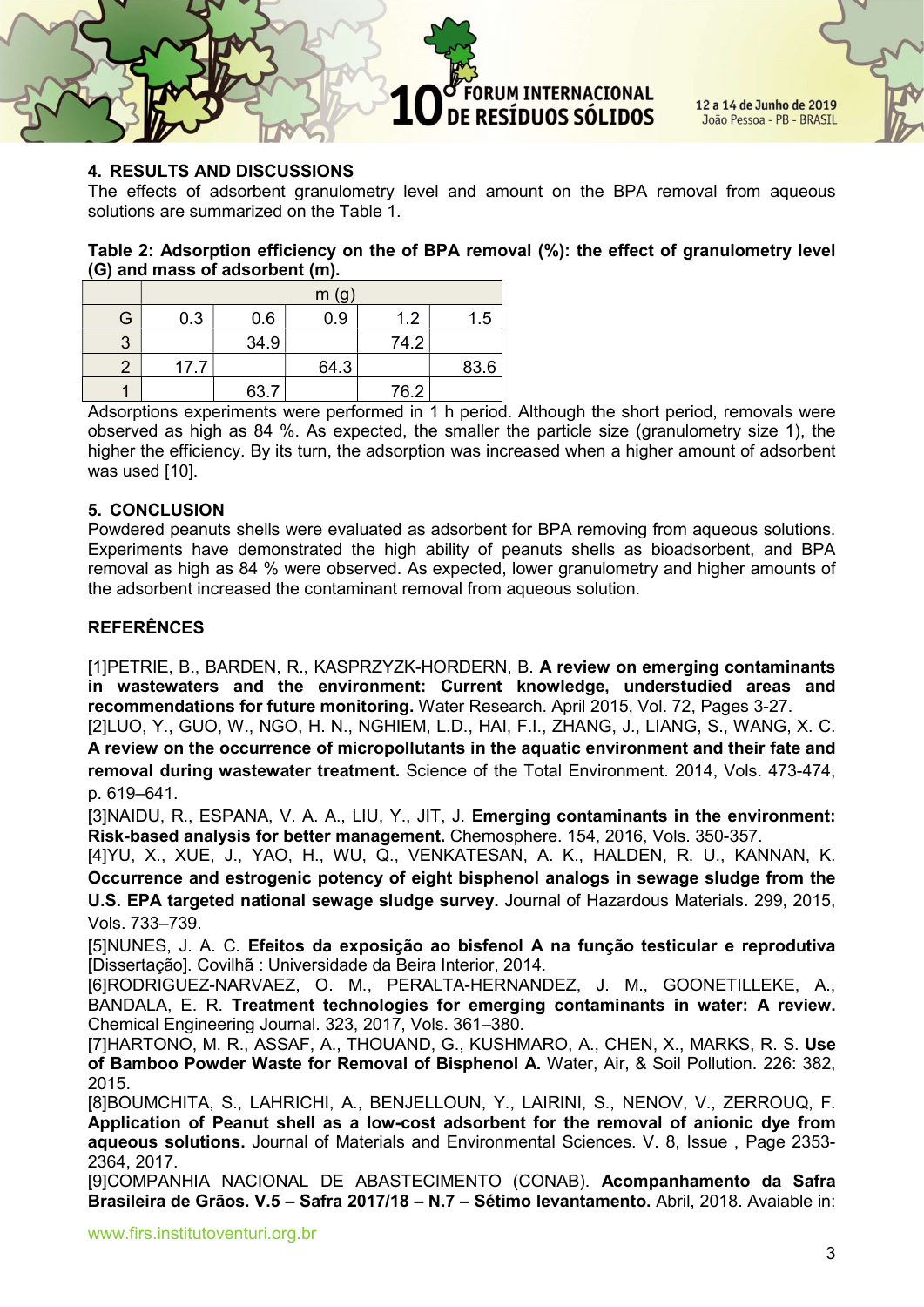## 4. RESULTS AND DISCUSSIONS

The effects of adsorbent granulometry level and amount on the BPA removal from aqueous solutions are summarized on the Table 1.

**Table 2: Adsorption efficiency on the of BPA removal (%): the effect of granulometry level (G) and mass of adsorbent (m).**

| | m (g) | | | | |
|---|---|---|---|---|---|
| G | 0.3 | 0.6 | 0.9 | 1.2 | 1.5 |
| 3 | | 34.9 | | 74.2 | |
| 2 | 17.7 | | 64.3 | | 83.6 |
| 1 | | 63.7 | | 76.2 | |

Adsorptions experiments were performed in 1 h period. Although the short period, removals were observed as high as 84 %. As expected, the smaller the particle size (granulometry size 1), the higher the efficiency. By its turn, the adsorption was increased when a higher amount of adsorbent was used [10].

## 5. CONCLUSION

Powdered peanuts shells were evaluated as adsorbent for BPA removing from aqueous solutions. Experiments have demonstrated the high ability of peanuts shells as bioadsorbent, and BPA removal as high as 84 % were observed. As expected, lower granulometry and higher amounts of the adsorbent increased the contaminant removal from aqueous solution.

## REFERÊNCES

[1]PETRIE, B., BARDEN, R., KASPRZYZK-HORDERN, B. **A review on emerging contaminants in wastewaters and the environment: Current knowledge, understudied areas and recommendations for future monitoring.** Water Research. April 2015, Vol. 72, Pages 3-27.

[2]LUO, Y., GUO, W., NGO, H. N., NGHIEM, L.D., HAI, F.I., ZHANG, J., LIANG, S., WANG, X. C. **A review on the occurrence of micropollutants in the aquatic environment and their fate and removal during wastewater treatment.** Science of the Total Environment. 2014, Vols. 473-474, p. 619–641.

[3]NAIDU, R., ESPANA, V. A. A., LIU, Y., JIT, J. **Emerging contaminants in the environment: Risk-based analysis for better management.** Chemosphere. 154, 2016, Vols. 350-357.

[4]YU, X., XUE, J., YAO, H., WU, Q., VENKATESAN, A. K., HALDEN, R. U., KANNAN, K. **Occurrence and estrogenic potency of eight bisphenol analogs in sewage sludge from the U.S. EPA targeted national sewage sludge survey.** Journal of Hazardous Materials. 299, 2015, Vols. 733–739.

[5]NUNES, J. A. C. **Efeitos da exposição ao bisfenol A na função testicular e reprodutiva** [Dissertação]. Covilhã : Universidade da Beira Interior, 2014.

[6]RODRIGUEZ-NARVAEZ, O. M., PERALTA-HERNANDEZ, J. M., GOONETILLEKE, A., BANDALA, E. R. **Treatment technologies for emerging contaminants in water: A review.** Chemical Engineering Journal. 323, 2017, Vols. 361–380.

[7]HARTONO, M. R., ASSAF, A., THOUAND, G., KUSHMARO, A., CHEN, X., MARKS, R. S. **Use of Bamboo Powder Waste for Removal of Bisphenol A.** Water, Air, & Soil Pollution. 226: 382, 2015.

[8]BOUMCHITA, S., LAHRICHI, A., BENJELLOUN, Y., LAIRINI, S., NENOV, V., ZERROUQ, F. **Application of Peanut shell as a low-cost adsorbent for the removal of anionic dye from aqueous solutions.** Journal of Materials and Environmental Sciences. V. 8, Issue , Page 2353-2364, 2017.

[9]COMPANHIA NACIONAL DE ABASTECIMENTO (CONAB). **Acompanhamento da Safra Brasileira de Grãos. V.5 – Safra 2017/18 – N.7 – Sétimo levantamento.** Abril, 2018. Avaiable in: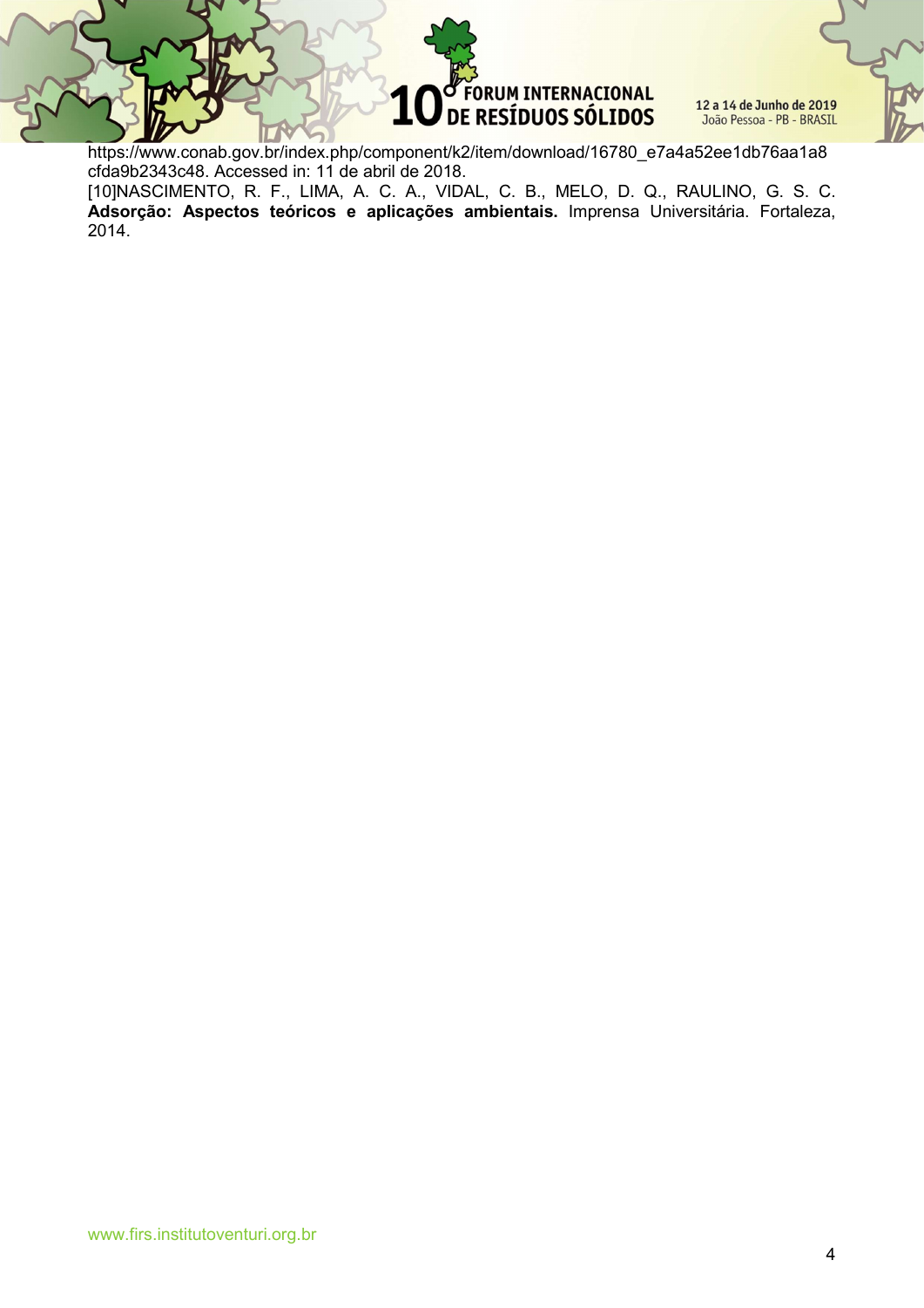https://www.conab.gov.br/index.php/component/k2/item/download/16780_e7a4a52ee1db76aa1a8cfda9b2343c48. Accessed in: 11 de abril de 2018.

[10]NASCIMENTO, R. F., LIMA, A. C. A., VIDAL, C. B., MELO, D. Q., RAULINO, G. S. C. **Adsorção: Aspectos teóricos e aplicações ambientais.** Imprensa Universitária. Fortaleza, 2014.